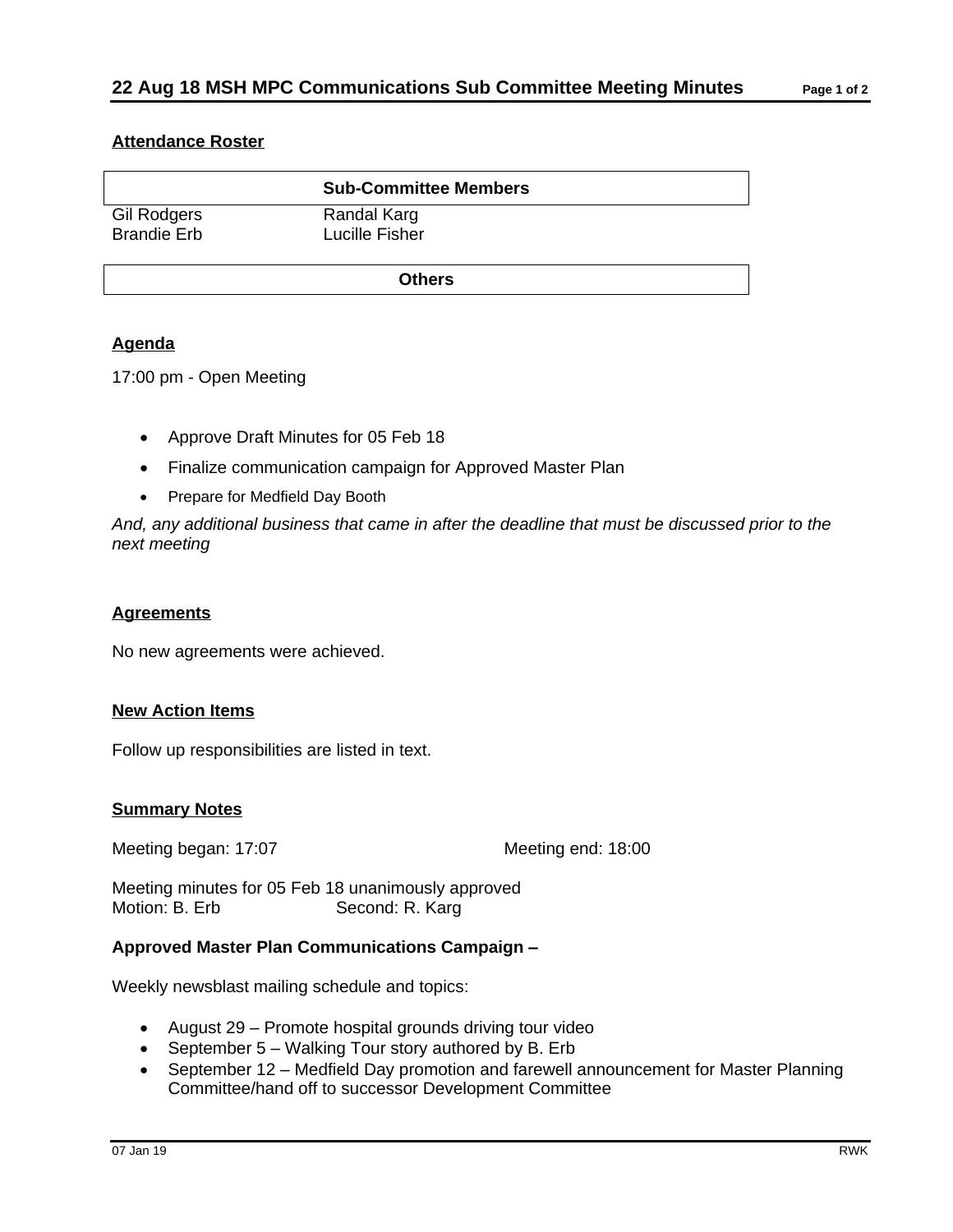# 22 Aug 18 MSH MPC Communications Sub Committee Meeting Minutes

### Attendance Roster

| Sub-Committee Members | |
|---|---|
| Gil Rodgers | Randal Karg |
| Brandie Erb | Lucille Fisher |

| Others |
|---|
| |

### Agenda

17:00 pm - Open Meeting

- Approve Draft Minutes for 05 Feb 18
- Finalize communication campaign for Approved Master Plan
- Prepare for Medfield Day Booth

*And, any additional business that came in after the deadline that must be discussed prior to the next meeting*

### Agreements

No new agreements were achieved.

### New Action Items

Follow up responsibilities are listed in text.

### Summary Notes

Meeting began: 17:07 Meeting end: 18:00

Meeting minutes for 05 Feb 18 unanimously approved
Motion: B. Erb Second: R. Karg

**Approved Master Plan Communications Campaign –**

Weekly newsblast mailing schedule and topics:

- August 29 – Promote hospital grounds driving tour video
- September 5 – Walking Tour story authored by B. Erb
- September 12 – Medfield Day promotion and farewell announcement for Master Planning Committee/hand off to successor Development Committee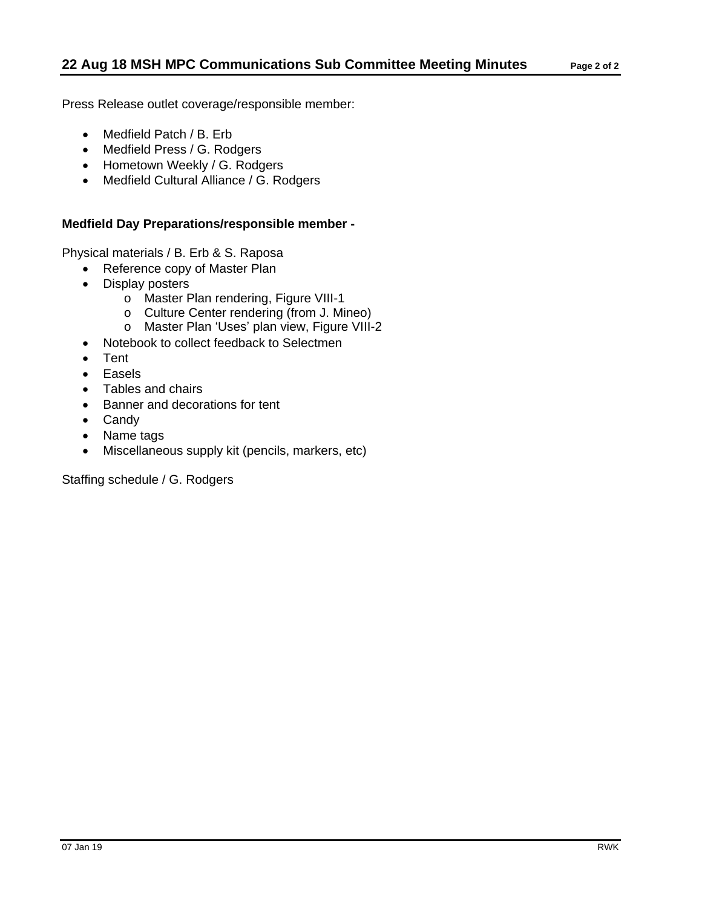Press Release outlet coverage/responsible member:

- Medfield Patch / B. Erb
- Medfield Press / G. Rodgers
- Hometown Weekly / G. Rodgers
- Medfield Cultural Alliance / G. Rodgers

**Medfield Day Preparations/responsible member -**

Physical materials / B. Erb & S. Raposa

- Reference copy of Master Plan
- Display posters
  - Master Plan rendering, Figure VIII-1
  - Culture Center rendering (from J. Mineo)
  - Master Plan 'Uses' plan view, Figure VIII-2
- Notebook to collect feedback to Selectmen
- Tent
- Easels
- Tables and chairs
- Banner and decorations for tent
- Candy
- Name tags
- Miscellaneous supply kit (pencils, markers, etc)

Staffing schedule / G. Rodgers